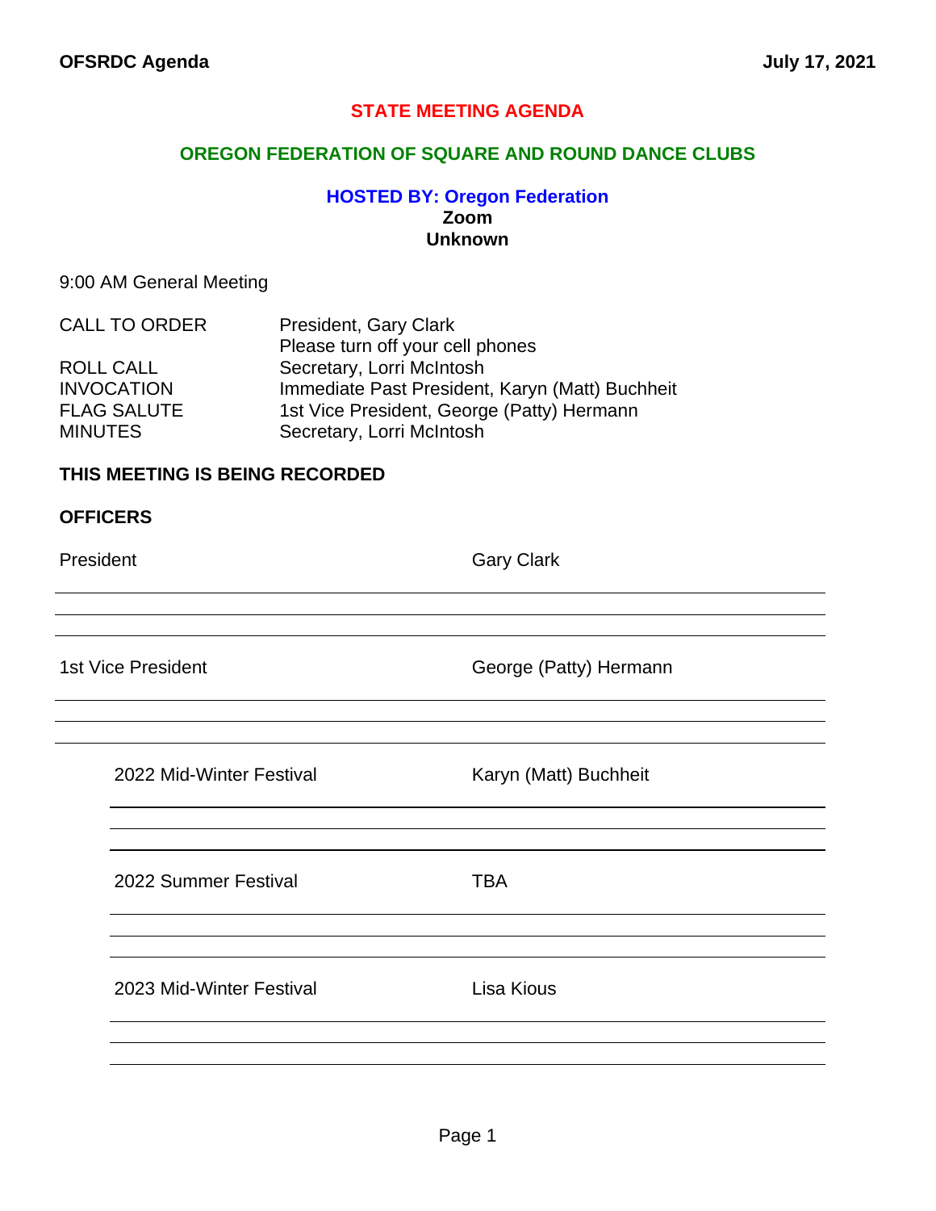**OFSRDC Agenda** **July 17, 2021**

# STATE MEETING AGENDA

## OREGON FEDERATION OF SQUARE AND ROUND DANCE CLUBS

### HOSTED BY: Oregon Federation

**Zoom**
**Unknown**

9:00 AM General Meeting

| | |
|---|---|
| CALL TO ORDER | President, Gary Clark<br>Please turn off your cell phones |
| ROLL CALL | Secretary, Lorri McIntosh |
| INVOCATION | Immediate Past President, Karyn (Matt) Buchheit |
| FLAG SALUTE | 1st Vice President, George (Patty) Hermann |
| MINUTES | Secretary, Lorri McIntosh |

**THIS MEETING IS BEING RECORDED**

**OFFICERS**

| | |
|---|---|
| President | Gary Clark |
| 1st Vice President | George (Patty) Hermann |
| 2022 Mid-Winter Festival | Karyn (Matt) Buchheit |
| 2022 Summer Festival | TBA |
| 2023 Mid-Winter Festival | Lisa Kious |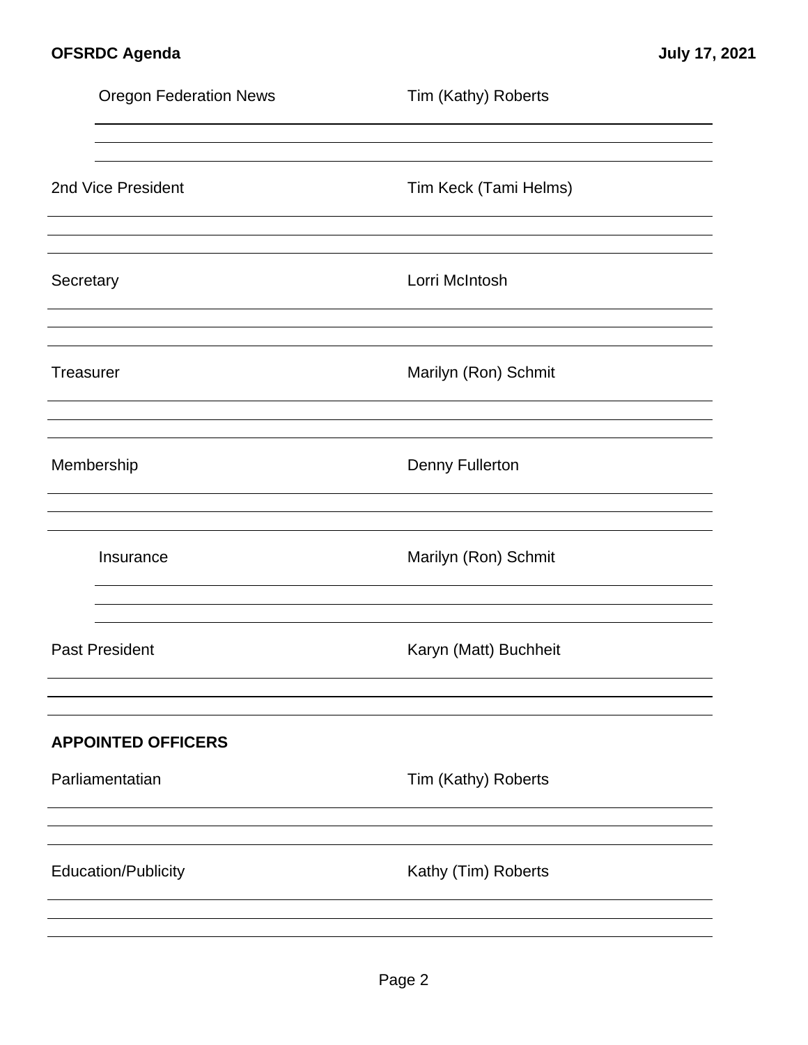Oregon Federation News — Tim (Kathy) Roberts

2nd Vice President — Tim Keck (Tami Helms)

Secretary — Lorri McIntosh

Treasurer — Marilyn (Ron) Schmit

Membership — Denny Fullerton

Insurance — Marilyn (Ron) Schmit

Past President — Karyn (Matt) Buchheit

**APPOINTED OFFICERS**

Parliamentatian — Tim (Kathy) Roberts

Education/Publicity — Kathy (Tim) Roberts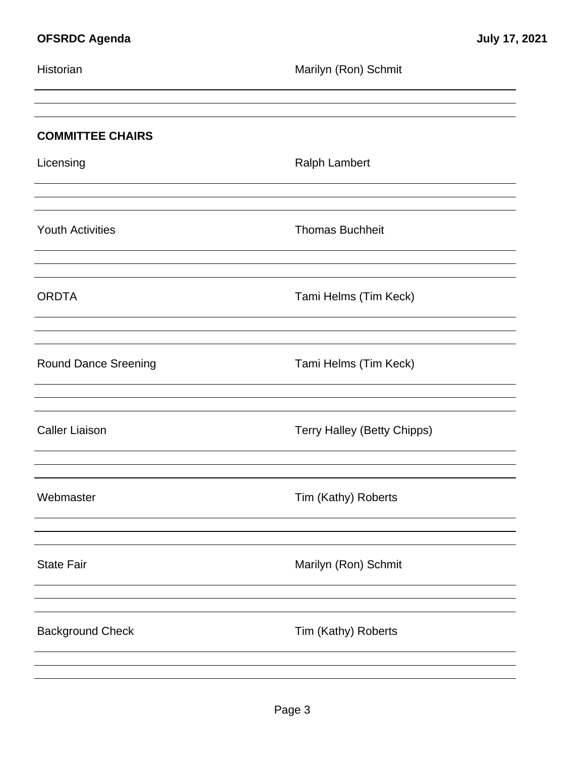Historian Marilyn (Ron) Schmit

**COMMITTEE CHAIRS**

Licensing Ralph Lambert

Youth Activities Thomas Buchheit

ORDTA Tami Helms (Tim Keck)

Round Dance Sreening Tami Helms (Tim Keck)

Caller Liaison Terry Halley (Betty Chipps)

Webmaster Tim (Kathy) Roberts

State Fair Marilyn (Ron) Schmit

Background Check Tim (Kathy) Roberts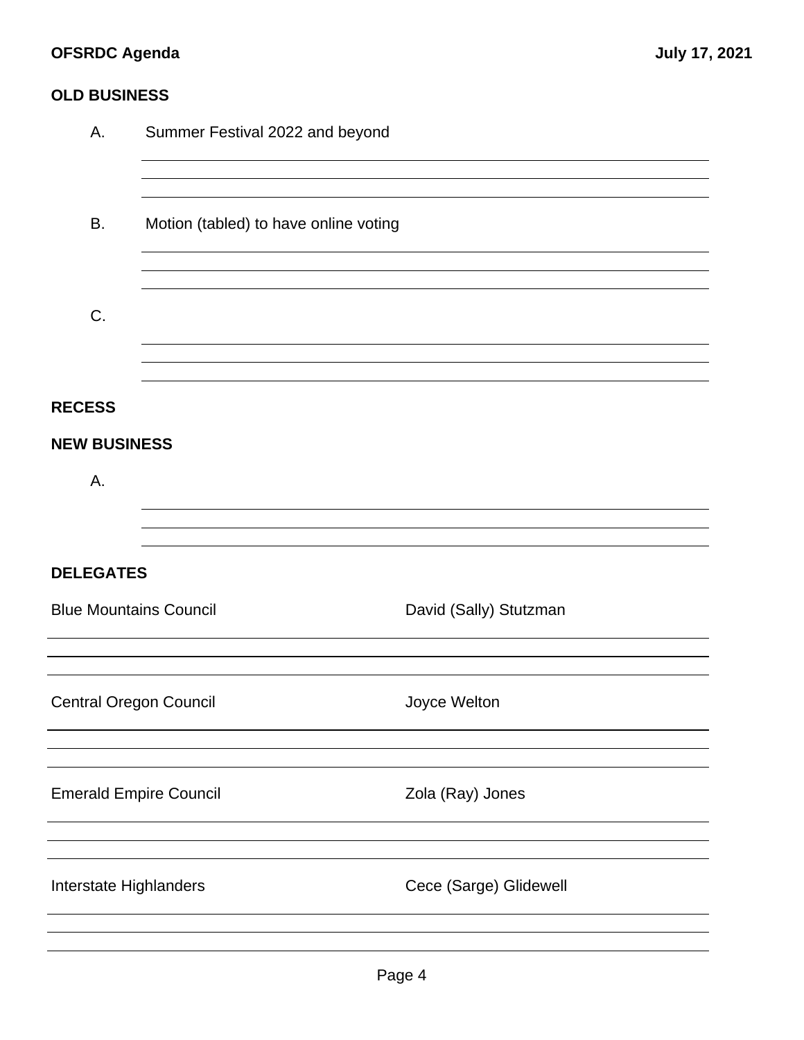## OLD BUSINESS

A. Summer Festival 2022 and beyond

B. Motion (tabled) to have online voting

C.

## RECESS

## NEW BUSINESS

A.

## DELEGATES

| Council | Delegate |
| --- | --- |
| Blue Mountains Council | David (Sally) Stutzman |
| Central Oregon Council | Joyce Welton |
| Emerald Empire Council | Zola (Ray) Jones |
| Interstate Highlanders | Cece (Sarge) Glidewell |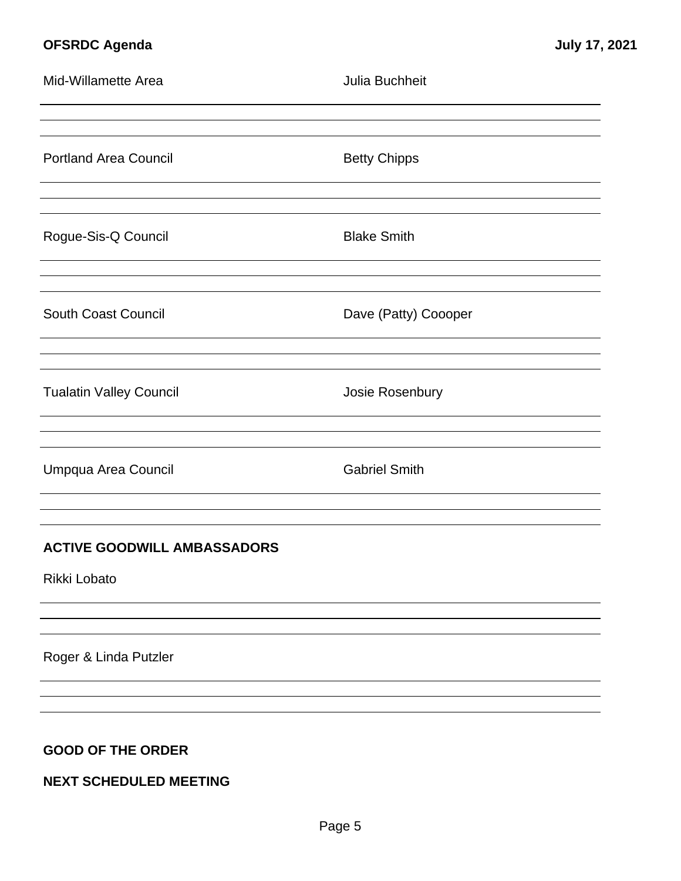Mid-Willamette Area — Julia Buchheit

Portland Area Council — Betty Chipps

Rogue-Sis-Q Council — Blake Smith

South Coast Council — Dave (Patty) Coooper

Tualatin Valley Council — Josie Rosenbury

Umpqua Area Council — Gabriel Smith

**ACTIVE GOODWILL AMBASSADORS**

Rikki Lobato

Roger & Linda Putzler

**GOOD OF THE ORDER**

**NEXT SCHEDULED MEETING**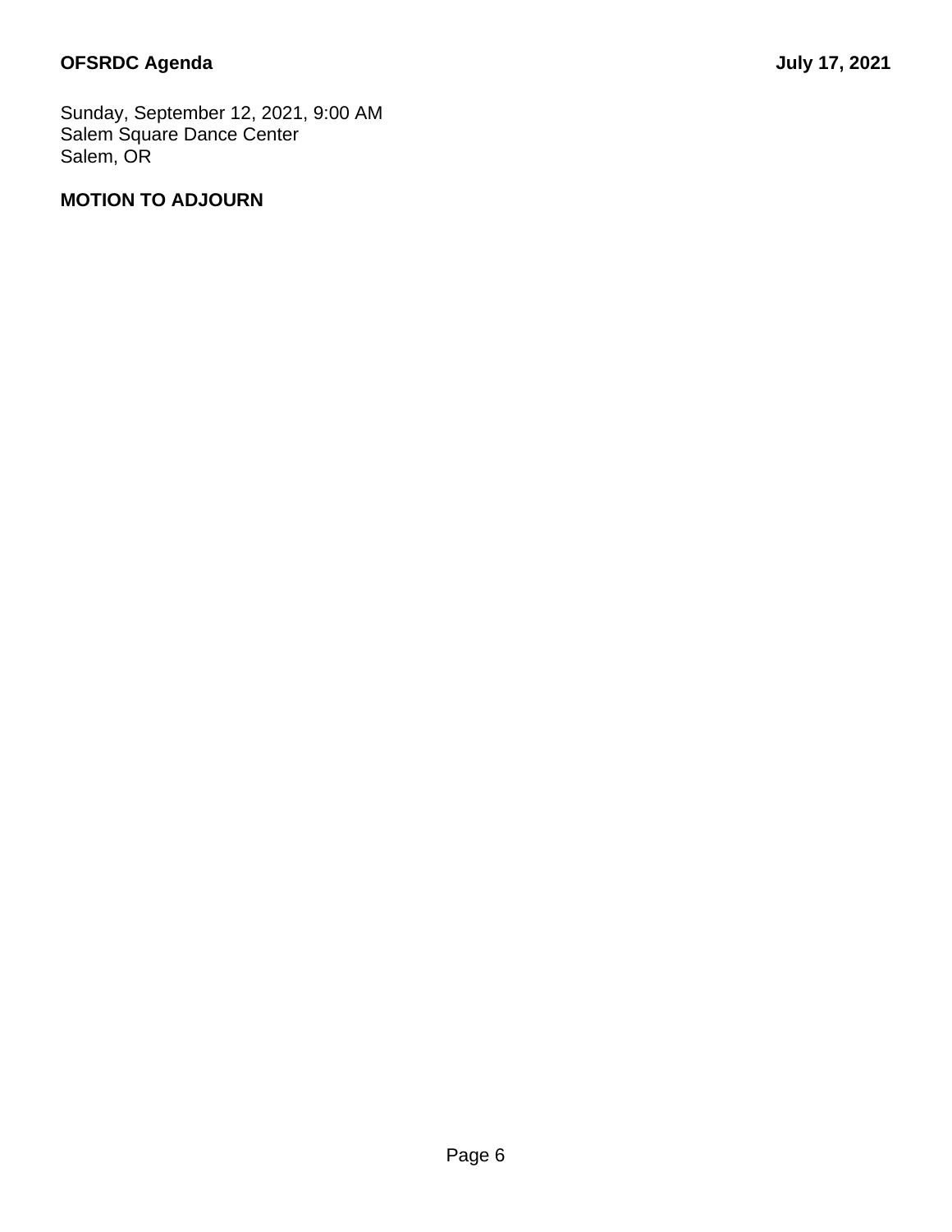Sunday, September 12, 2021, 9:00 AM
Salem Square Dance Center
Salem, OR

**MOTION TO ADJOURN**